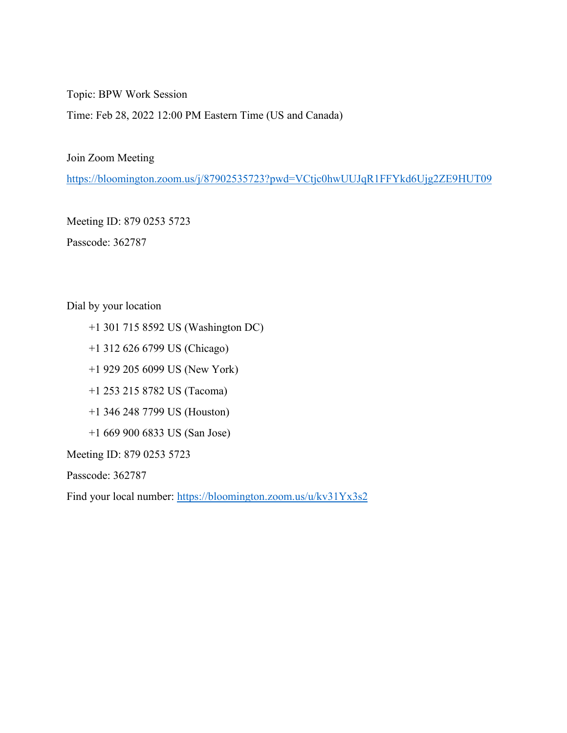Topic: BPW Work Session

Time: Feb 28, 2022 12:00 PM Eastern Time (US and Canada)

Join Zoom Meeting

https://bloomington.zoom.us/j/87902535723?pwd=VCtjc0hwUUJqR1FFYkd6Ujg2ZE9HUT09

Meeting ID: 879 0253 5723

Passcode: 362787

Dial by your location

+1 301 715 8592 US (Washington DC)

+1 312 626 6799 US (Chicago)

+1 929 205 6099 US (New York)

+1 253 215 8782 US (Tacoma)

+1 346 248 7799 US (Houston)

+1 669 900 6833 US (San Jose)

Meeting ID: 879 0253 5723

Passcode: 362787

Find your local number: https://bloomington.zoom.us/u/kv31Yx3s2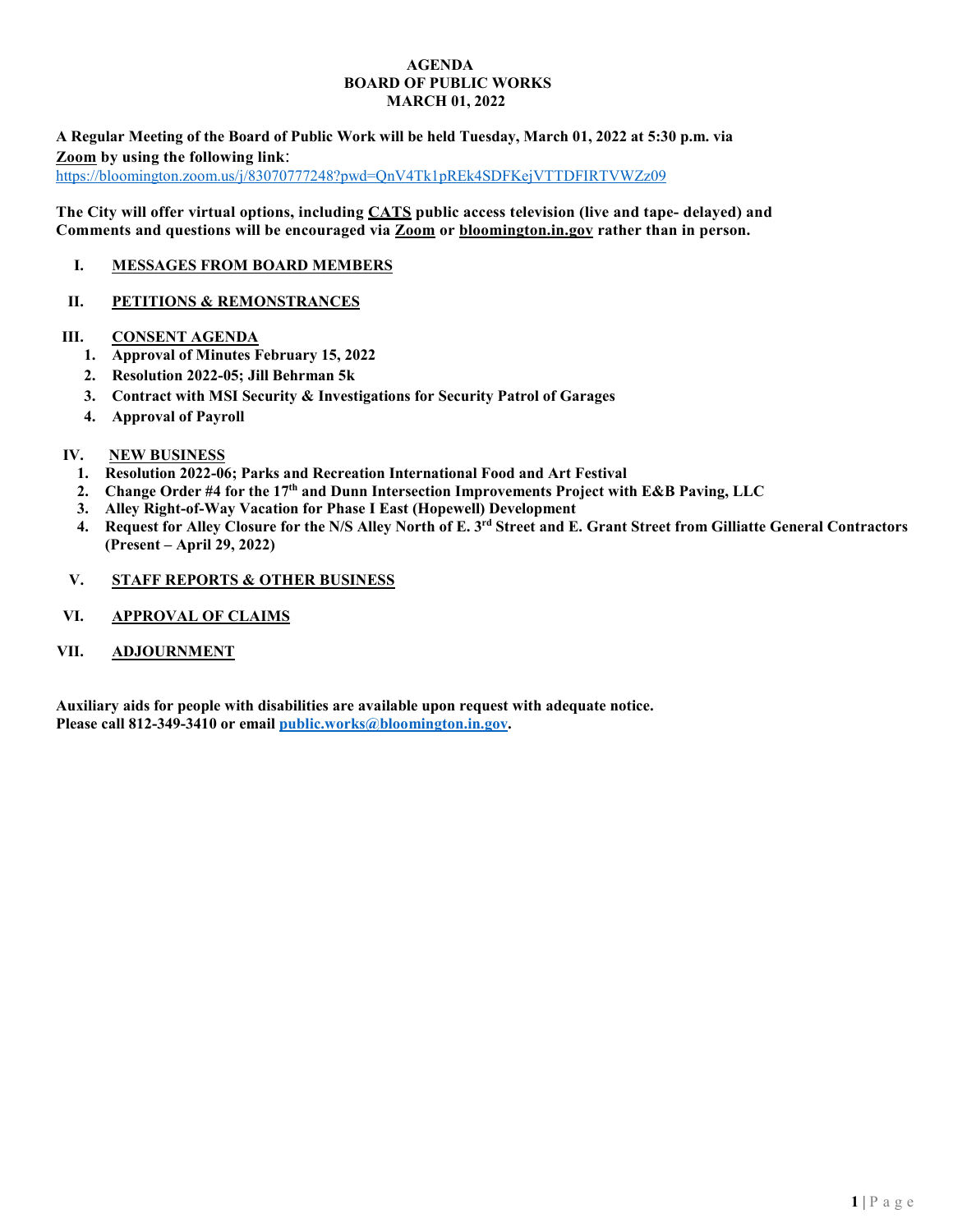**AGENDA**
**BOARD OF PUBLIC WORKS**
**MARCH 01, 2022**

**A Regular Meeting of the Board of Public Work will be held Tuesday, March 01, 2022 at 5:30 p.m. via Zoom by using the following link**:
https://bloomington.zoom.us/j/83070777248?pwd=QnV4Tk1pREk4SDFKejVTTDFIRTVWZz09

**The City will offer virtual options, including CATS public access television (live and tape- delayed) and Comments and questions will be encouraged via Zoom or bloomington.in.gov rather than in person.**

## I. MESSAGES FROM BOARD MEMBERS

## II. PETITIONS & REMONSTRANCES

## III. CONSENT AGENDA

1. **Approval of Minutes February 15, 2022**
2. **Resolution 2022-05; Jill Behrman 5k**
3. **Contract with MSI Security & Investigations for Security Patrol of Garages**
4. **Approval of Payroll**

## IV. NEW BUSINESS

1. **Resolution 2022-06; Parks and Recreation International Food and Art Festival**
2. **Change Order #4 for the 17th and Dunn Intersection Improvements Project with E&B Paving, LLC**
3. **Alley Right-of-Way Vacation for Phase I East (Hopewell) Development**
4. **Request for Alley Closure for the N/S Alley North of E. 3rd Street and E. Grant Street from Gilliatte General Contractors (Present – April 29, 2022)**

## V. STAFF REPORTS & OTHER BUSINESS

## VI. APPROVAL OF CLAIMS

## VII. ADJOURNMENT

**Auxiliary aids for people with disabilities are available upon request with adequate notice.**
**Please call 812-349-3410 or email public.works@bloomington.in.gov.**